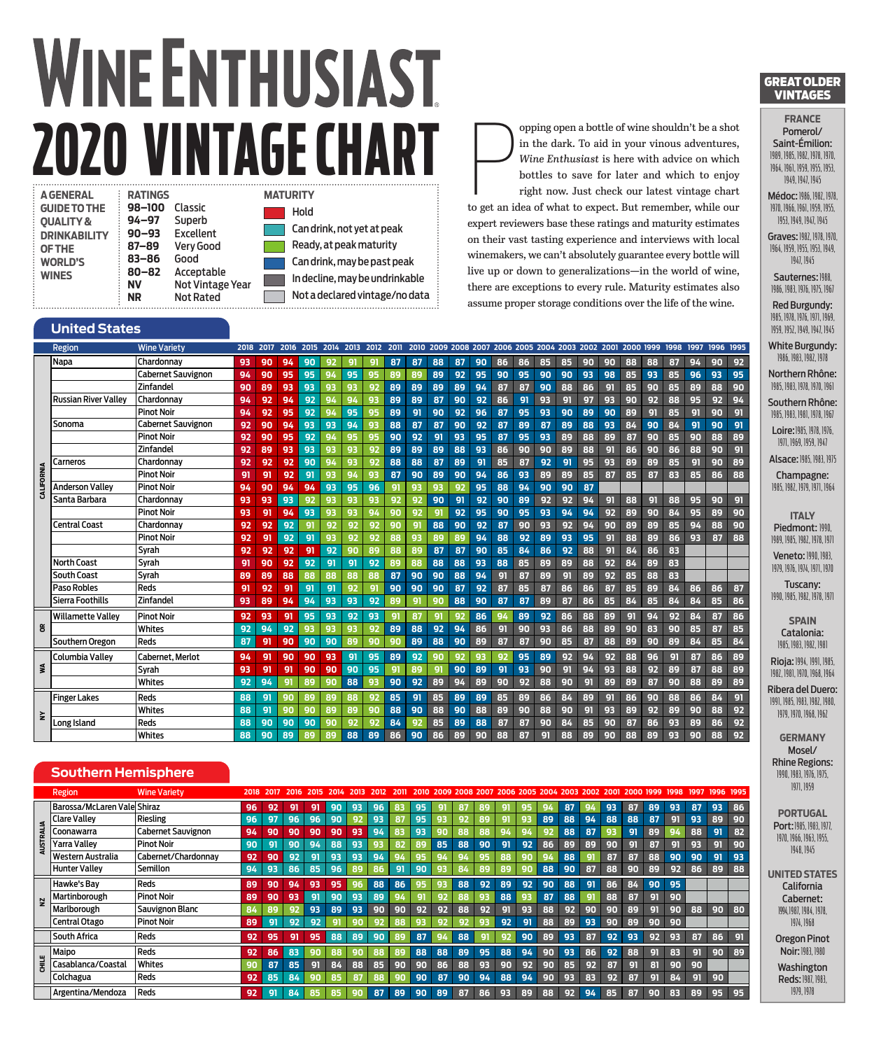# WINE ENTHUSIAST 2020 VINTAGE CHART

**A GENERAL GUIDE TO THE QUALITY & DRINKABILITY OF THE WORLD'S WINES**

| RATINGS | |
|---|---|
| 98–100 | Classic |
| 94–97 | Superb |
| 90–93 | Excellent |
| 87–89 | Very Good |
| 83–86 | Good |
| 80–82 | Acceptable |
| NV | Not Vintage Year |
| NR | Not Rated |

**MATURITY**

- Hold
- Can drink, not yet at peak
- Ready, at peak maturity
- Can drink, may be past peak
- In decline, may be undrinkable
- Not a declared vintage/no data

Popping open a bottle of wine shouldn't be a shot in the dark. To aid in your vinous adventures, *Wine Enthusiast* is here with advice on which bottles to save for later and which to enjoy right now. Just check our latest vintage chart to get an idea of what to expect. But remember, while our expert reviewers base these ratings and maturity estimates on their vast tasting experience and interviews with local winemakers, we can't absolutely guarantee every bottle will live up or down to generalizations—in the world of wine, there are exceptions to every rule. Maturity estimates also assume proper storage conditions over the life of the wine.

## United States

| State | Region | Wine Variety | 2018 | 2017 | 2016 | 2015 | 2014 | 2013 | 2012 | 2011 | 2010 | 2009 | 2008 | 2007 | 2006 | 2005 | 2004 | 2003 | 2002 | 2001 | 2000 | 1999 | 1998 | 1997 | 1996 | 1995 |
|---|---|---|---|---|---|---|---|---|---|---|---|---|---|---|---|---|---|---|---|---|---|---|---|---|---|---|
| CALIFORNIA | Napa | Chardonnay | 93 | 90 | 94 | 90 | 92 | 91 | 91 | 87 | 87 | 88 | 87 | 90 | 86 | 86 | 85 | 85 | 90 | 90 | 88 | 88 | 87 | 94 | 90 | 92 |
| | | Cabernet Sauvignon | 94 | 90 | 95 | 95 | 94 | 95 | 95 | 89 | 89 | 89 | 92 | 95 | 90 | 95 | 90 | 90 | 93 | 98 | 85 | 93 | 85 | 96 | 93 | 95 |
| | | Zinfandel | 90 | 89 | 93 | 93 | 93 | 93 | 92 | 89 | 89 | 89 | 89 | 94 | 87 | 87 | 90 | 88 | 86 | 91 | 85 | 90 | 85 | 89 | 88 | 90 |
| | Russian River Valley | Chardonnay | 94 | 92 | 94 | 92 | 94 | 94 | 93 | 89 | 89 | 87 | 90 | 92 | 86 | 91 | 93 | 91 | 97 | 93 | 90 | 92 | 88 | 95 | 92 | 94 |
| | | Pinot Noir | 94 | 92 | 95 | 92 | 94 | 95 | 95 | 89 | 91 | 90 | 92 | 96 | 87 | 95 | 93 | 90 | 89 | 90 | 89 | 91 | 85 | 91 | 90 | 91 |
| | Sonoma | Cabernet Sauvignon | 92 | 90 | 94 | 93 | 93 | 94 | 93 | 88 | 87 | 87 | 90 | 92 | 87 | 89 | 87 | 89 | 88 | 93 | 84 | 90 | 84 | 91 | 90 | 91 |
| | | Pinot Noir | 92 | 90 | 95 | 92 | 94 | 95 | 95 | 90 | 92 | 91 | 93 | 95 | 87 | 95 | 93 | 89 | 88 | 89 | 87 | 90 | 85 | 90 | 88 | 89 |
| | | Zinfandel | 92 | 89 | 93 | 93 | 93 | 93 | 92 | 89 | 89 | 89 | 88 | 93 | 86 | 89 | 90 | 89 | 88 | 91 | 86 | 90 | 86 | 88 | 90 | 91 |
| | Carneros | Chardonnay | 92 | 92 | 92 | 90 | 94 | 93 | 92 | 88 | 88 | 87 | 89 | 91 | 85 | 87 | 92 | 91 | 95 | 93 | 89 | 89 | 85 | 91 | 90 | 89 |
| | | Pinot Noir | 91 | 91 | 92 | 91 | 93 | 94 | 93 | 87 | 90 | 89 | 90 | 94 | 86 | 93 | 89 | 89 | 85 | 87 | 85 | 87 | 83 | 85 | 86 | 88 |
| | Anderson Valley | Pinot Noir | 94 | 90 | 94 | 94 | 93 | 95 | 96 | 91 | 93 | 93 | 92 | 95 | 88 | 94 | 90 | 90 | 87 | | | | | | | |
| | Santa Barbara | Chardonnay | 93 | 93 | 93 | 92 | 93 | 93 | 93 | 92 | 92 | 90 | 91 | 92 | 90 | 89 | 92 | 92 | 94 | 91 | 88 | 91 | 88 | 95 | 90 | 91 |
| | | Pinot Noir | 93 | 91 | 94 | 93 | 93 | 93 | 94 | 90 | 92 | 91 | 92 | 95 | 90 | 95 | 93 | 94 | 94 | 92 | 89 | 90 | 84 | 95 | 89 | 90 |
| | Central Coast | Chardonnay | 92 | 92 | 92 | 91 | 92 | 92 | 92 | 90 | 91 | 88 | 90 | 92 | 87 | 90 | 93 | 92 | 94 | 90 | 89 | 89 | 85 | 94 | 88 | 90 |
| | | Pinot Noir | 92 | 91 | 92 | 91 | 93 | 92 | 92 | 88 | 93 | 89 | 89 | 94 | 88 | 92 | 89 | 93 | 95 | 91 | 88 | 89 | 86 | 93 | 87 | 88 |
| | | Syrah | 92 | 92 | 92 | 91 | 92 | 90 | 89 | 88 | 89 | 87 | 87 | 90 | 85 | 84 | 86 | 92 | 88 | 91 | 84 | 86 | 83 | | | |
| | North Coast | Syrah | 91 | 90 | 92 | 92 | 91 | 91 | 92 | 89 | 88 | 88 | 88 | 93 | 88 | 85 | 89 | 89 | 88 | 92 | 84 | 89 | 83 | | | |
| | South Coast | Syrah | 89 | 89 | 88 | 88 | 88 | 88 | 88 | 87 | 90 | 90 | 88 | 94 | 91 | 87 | 89 | 91 | 89 | 92 | 85 | 88 | 83 | | | |
| | Paso Robles | Reds | 91 | 92 | 91 | 91 | 91 | 92 | 91 | 90 | 90 | 90 | 87 | 92 | 87 | 85 | 87 | 86 | 86 | 87 | 85 | 89 | 84 | 86 | 86 | 87 |
| | Sierra Foothills | Zinfandel | 93 | 89 | 94 | 94 | 93 | 93 | 92 | 89 | 91 | 90 | 88 | 90 | 87 | 87 | 89 | 87 | 86 | 85 | 84 | 85 | 84 | 84 | 85 | 86 |
| OR | Willamette Valley | Pinot Noir | 92 | 93 | 91 | 95 | 93 | 92 | 93 | 91 | 87 | 91 | 92 | 86 | 94 | 89 | 92 | 86 | 88 | 89 | 91 | 94 | 92 | 84 | 87 | 86 |
| | | Whites | 92 | 94 | 92 | 93 | 93 | 93 | 92 | 89 | 88 | 92 | 94 | 86 | 91 | 90 | 93 | 86 | 88 | 89 | 90 | 83 | 90 | 85 | 87 | 85 |
| | Southern Oregon | Reds | 87 | 91 | 90 | 90 | 90 | 89 | 90 | 90 | 89 | 88 | 90 | 89 | 87 | 87 | 90 | 85 | 87 | 88 | 89 | 90 | 89 | 84 | 85 | 84 |
| WA | Columbia Valley | Cabernet, Merlot | 94 | 91 | 90 | 90 | 93 | 91 | 95 | 89 | 92 | 90 | 92 | 93 | 92 | 95 | 89 | 92 | 94 | 92 | 88 | 96 | 91 | 87 | 86 | 89 |
| | | Syrah | 93 | 91 | 91 | 90 | 90 | 90 | 95 | 91 | 89 | 91 | 90 | 89 | 91 | 93 | 90 | 91 | 94 | 93 | 88 | 92 | 89 | 87 | 88 | 89 |
| | | Whites | 92 | 94 | 91 | 89 | 90 | 88 | 93 | 90 | 92 | 89 | 94 | 89 | 90 | 92 | 88 | 90 | 91 | 89 | 89 | 87 | 90 | 88 | 89 | 89 |
| NY | Finger Lakes | Reds | 88 | 91 | 90 | 89 | 89 | 88 | 92 | 85 | 91 | 85 | 89 | 89 | 85 | 89 | 86 | 84 | 89 | 91 | 86 | 90 | 88 | 86 | 84 | 91 |
| | | Whites | 88 | 91 | 90 | 90 | 89 | 89 | 90 | 88 | 90 | 88 | 90 | 88 | 89 | 90 | 88 | 90 | 91 | 93 | 89 | 92 | 89 | 90 | 88 | 92 |
| | Long Island | Reds | 88 | 90 | 90 | 90 | 90 | 92 | 92 | 84 | 92 | 85 | 89 | 88 | 87 | 87 | 90 | 84 | 85 | 90 | 87 | 86 | 93 | 89 | 86 | 92 |
| | | Whites | 88 | 90 | 89 | 89 | 89 | 88 | 89 | 86 | 90 | 86 | 89 | 90 | 88 | 87 | 91 | 88 | 89 | 90 | 88 | 89 | 93 | 90 | 88 | 92 |

## Southern Hemisphere

| Country | Region | Wine Variety | 2018 | 2017 | 2016 | 2015 | 2014 | 2013 | 2012 | 2011 | 2010 | 2009 | 2008 | 2007 | 2006 | 2005 | 2004 | 2003 | 2002 | 2001 | 2000 | 1999 | 1998 | 1997 | 1996 | 1995 |
|---|---|---|---|---|---|---|---|---|---|---|---|---|---|---|---|---|---|---|---|---|---|---|---|---|---|---|
| AUSTRALIA | Barossa/McLaren Vale | Shiraz | 96 | 92 | 91 | 91 | 90 | 93 | 96 | 83 | 95 | 91 | 87 | 89 | 91 | 95 | 94 | 87 | 94 | 93 | 87 | 89 | 93 | 87 | 93 | 86 |
| | Clare Valley | Riesling | 96 | 97 | 96 | 96 | 90 | 92 | 93 | 87 | 95 | 93 | 92 | 89 | 91 | 93 | 89 | 88 | 94 | 88 | 88 | 87 | 91 | 93 | 89 | 90 |
| | Coonawarra | Cabernet Sauvignon | 94 | 90 | 90 | 90 | 90 | 93 | 94 | 83 | 93 | 90 | 88 | 88 | 94 | 94 | 92 | 88 | 87 | 93 | 91 | 89 | 94 | 88 | 91 | 82 |
| | Yarra Valley | Pinot Noir | 90 | 91 | 90 | 94 | 88 | 93 | 93 | 82 | 89 | 85 | 88 | 90 | 91 | 92 | 86 | 89 | 89 | 90 | 91 | 87 | 91 | 93 | 91 | 90 |
| | Western Australia | Cabernet/Chardonnay | 92 | 90 | 92 | 91 | 93 | 93 | 94 | 94 | 95 | 94 | 94 | 95 | 88 | 90 | 94 | 88 | 91 | 87 | 87 | 88 | 90 | 90 | 91 | 93 |
| | Hunter Valley | Semillon | 94 | 93 | 86 | 85 | 96 | 89 | 86 | 91 | 90 | 93 | 84 | 89 | 89 | 90 | 88 | 90 | 87 | 88 | 90 | 89 | 92 | 86 | 89 | 88 |
| NZ | Hawke's Bay | Reds | 89 | 90 | 94 | 93 | 95 | 96 | 88 | 86 | 95 | 93 | 88 | 92 | 89 | 92 | 90 | 88 | 91 | 86 | 84 | 90 | 95 | | | |
| | Martinborough | Pinot Noir | 89 | 90 | 93 | 91 | 90 | 93 | 89 | 94 | 91 | 92 | 88 | 93 | 88 | 93 | 87 | 88 | 91 | 88 | 87 | 91 | 90 | | | |
| | Marlborough | Sauvignon Blanc | 84 | 89 | 92 | 93 | 89 | 93 | 90 | 90 | 92 | 92 | 88 | 92 | 91 | 93 | 88 | 92 | 90 | 90 | 89 | 91 | 90 | 88 | 90 | 80 |
| | Central Otago | Pinot Noir | 89 | 91 | 92 | 92 | 91 | 90 | 92 | 88 | 93 | 92 | 92 | 93 | 92 | 91 | 88 | 89 | 93 | 90 | 89 | 90 | 90 | | | |
| | South Africa | Reds | 92 | 95 | 91 | 95 | 88 | 89 | 90 | 89 | 87 | 94 | 88 | 91 | 92 | 90 | 89 | 93 | 87 | 92 | 93 | 92 | 93 | 87 | 86 | 91 |
| CHILE | Maipo | Reds | 92 | 86 | 83 | 90 | 88 | 90 | 88 | 89 | 88 | 88 | 89 | 95 | 88 | 94 | 90 | 93 | 86 | 92 | 88 | 91 | 83 | 91 | 90 | 89 |
| | Casablanca/Coastal | Whites | 90 | 87 | 85 | 91 | 84 | 88 | 85 | 90 | 90 | 86 | 88 | 93 | 90 | 92 | 90 | 85 | 92 | 87 | 91 | 81 | 90 | 90 | | |
| | Colchagua | Reds | 92 | 85 | 84 | 90 | 85 | 87 | 88 | 90 | 90 | 87 | 90 | 94 | 88 | 94 | 90 | 93 | 83 | 92 | 87 | 91 | 84 | 91 | 90 | |
| | Argentina/Mendoza | Reds | 92 | 91 | 84 | 85 | 85 | 90 | 87 | 89 | 90 | 89 | 87 | 86 | 93 | 89 | 88 | 92 | 94 | 85 | 87 | 90 | 83 | 89 | 95 | 95 |

## GREAT OLDER VINTAGES

**FRANCE**

**Pomerol/ Saint-Émilion:** 1989, 1985, 1982, 1978, 1970, 1964, 1961, 1959, 1955, 1953, 1949, 1947, 1945

**Médoc:** 1986, 1982, 1978, 1970, 1966, 1961, 1959, 1955, 1953, 1949, 1947, 1945

**Graves:** 1982, 1978, 1970, 1964, 1959, 1955, 1953, 1949, 1947, 1945

**Sauternes:** 1988, 1986, 1983, 1976, 1975, 1967

**Red Burgundy:** 1985, 1978, 1976, 1971, 1969, 1959, 1952, 1949, 1947, 1945

**White Burgundy:** 1986, 1983, 1982, 1978

**Northern Rhône:** 1985, 1983, 1978, 1970, 1961

**Southern Rhône:** 1985, 1983, 1981, 1978, 1967

**Loire:** 1985, 1978, 1976, 1971, 1969, 1959, 1947

**Alsace:** 1985, 1983, 1975

**Champagne:** 1985, 1982, 1979, 1971, 1964

**ITALY**

**Piedmont:** 1990, 1989, 1985, 1982, 1978, 1971

**Veneto:** 1990, 1983, 1979, 1976, 1974, 1971, 1970

**Tuscany:** 1990, 1985, 1982, 1978, 1971

**SPAIN**

**Catalonia:** 1985, 1983, 1982, 1981

**Rioja:** 1994, 1991, 1985, 1982, 1981, 1970, 1968, 1964

**Ribera del Duero:** 1991, 1985, 1983, 1982, 1980, 1979, 1970, 1968, 1962

**GERMANY**

**Mosel/ Rhine Regions:** 1990, 1983, 1976, 1975, 1971, 1959

**PORTUGAL**

**Port:** 1985, 1983, 1977, 1970, 1966, 1963, 1955, 1948, 1945

**UNITED STATES**

**California Cabernet:** 1994, 1987, 1984, 1978, 1974, 1968

**Oregon Pinot Noir:** 1983, 1980

**Washington Reds:** 1987, 1983, 1979, 1978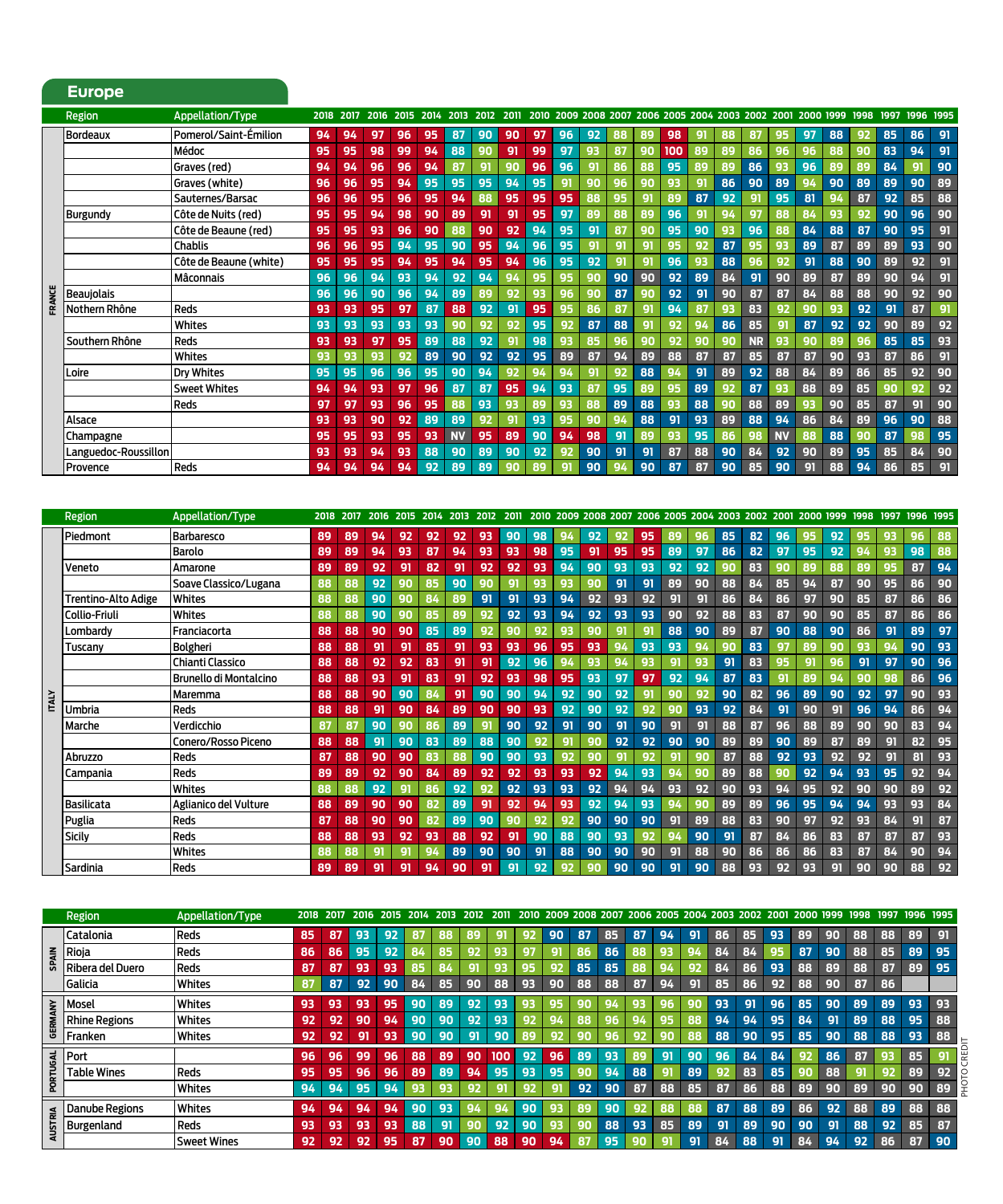## Europe

| | Region | Appellation/Type | 2018 | 2017 | 2016 | 2015 | 2014 | 2013 | 2012 | 2011 | 2010 | 2009 | 2008 | 2007 | 2006 | 2005 | 2004 | 2003 | 2002 | 2001 | 2000 | 1999 | 1998 | 1997 | 1996 | 1995 |
|---|---|---|---|---|---|---|---|---|---|---|---|---|---|---|---|---|---|---|---|---|---|---|---|---|---|---|
| FRANCE | Bordeaux | Pomerol/Saint-Émilion | 94 | 94 | 97 | 96 | 95 | 87 | 90 | 90 | 97 | 96 | 92 | 88 | 89 | 98 | 91 | 88 | 87 | 95 | 97 | 88 | 92 | 85 | 86 | 91 |
| | | Médoc | 95 | 95 | 98 | 99 | 94 | 88 | 90 | 91 | 99 | 97 | 93 | 87 | 90 | 100 | 89 | 89 | 86 | 96 | 96 | 88 | 90 | 83 | 94 | 91 |
| | | Graves (red) | 94 | 94 | 96 | 96 | 94 | 87 | 91 | 90 | 96 | 96 | 91 | 86 | 88 | 95 | 89 | 89 | 86 | 93 | 96 | 89 | 89 | 84 | 91 | 90 |
| | | Graves (white) | 96 | 96 | 95 | 94 | 95 | 95 | 95 | 94 | 95 | 91 | 90 | 96 | 90 | 93 | 91 | 86 | 90 | 89 | 94 | 90 | 89 | 89 | 90 | 89 |
| | | Sauternes/Barsac | 96 | 96 | 95 | 96 | 95 | 94 | 88 | 95 | 95 | 95 | 88 | 95 | 91 | 89 | 87 | 92 | 91 | 95 | 81 | 94 | 87 | 92 | 85 | 88 |
| | Burgundy | Côte de Nuits (red) | 95 | 95 | 94 | 98 | 90 | 89 | 91 | 91 | 95 | 97 | 89 | 88 | 89 | 96 | 91 | 94 | 97 | 88 | 84 | 93 | 92 | 90 | 96 | 90 |
| | | Côte de Beaune (red) | 95 | 95 | 93 | 96 | 90 | 88 | 90 | 92 | 94 | 95 | 91 | 87 | 90 | 95 | 90 | 93 | 96 | 88 | 84 | 88 | 87 | 90 | 95 | 91 |
| | | Chablis | 96 | 96 | 95 | 94 | 95 | 90 | 95 | 94 | 96 | 95 | 91 | 91 | 91 | 95 | 92 | 87 | 95 | 93 | 89 | 87 | 89 | 89 | 93 | 90 |
| | | Côte de Beaune (white) | 95 | 95 | 95 | 94 | 95 | 94 | 95 | 94 | 96 | 95 | 92 | 91 | 91 | 96 | 93 | 88 | 96 | 92 | 91 | 88 | 90 | 89 | 92 | 91 |
| | | Mâconnais | 96 | 96 | 94 | 93 | 94 | 92 | 94 | 94 | 95 | 95 | 90 | 90 | 90 | 92 | 89 | 84 | 91 | 90 | 89 | 87 | 89 | 90 | 94 | 91 |
| | Beaujolais | | 96 | 96 | 90 | 96 | 94 | 89 | 89 | 92 | 93 | 96 | 90 | 87 | 90 | 92 | 91 | 90 | 87 | 87 | 84 | 88 | 88 | 90 | 92 | 90 |
| | Nothern Rhône | Reds | 93 | 93 | 95 | 97 | 87 | 88 | 92 | 91 | 95 | 95 | 86 | 87 | 91 | 94 | 87 | 93 | 83 | 92 | 90 | 93 | 92 | 91 | 87 | 91 |
| | | Whites | 93 | 93 | 93 | 93 | 93 | 90 | 92 | 92 | 95 | 92 | 87 | 88 | 91 | 92 | 94 | 86 | 85 | 91 | 87 | 92 | 92 | 90 | 89 | 92 |
| | Southern Rhône | Reds | 93 | 93 | 97 | 95 | 89 | 88 | 92 | 91 | 98 | 93 | 85 | 96 | 90 | 92 | 90 | 90 | NR | 93 | 90 | 89 | 96 | 85 | 85 | 93 |
| | | Whites | 93 | 93 | 93 | 92 | 89 | 90 | 92 | 92 | 95 | 89 | 87 | 94 | 89 | 88 | 87 | 87 | 85 | 87 | 87 | 90 | 93 | 87 | 86 | 91 |
| | Loire | Dry Whites | 95 | 95 | 96 | 96 | 95 | 90 | 94 | 92 | 94 | 94 | 91 | 92 | 88 | 94 | 91 | 89 | 92 | 88 | 84 | 89 | 86 | 85 | 92 | 90 |
| | | Sweet Whites | 94 | 94 | 93 | 97 | 96 | 87 | 87 | 95 | 94 | 93 | 87 | 95 | 89 | 95 | 89 | 92 | 87 | 93 | 88 | 89 | 85 | 90 | 92 | 92 |
| | | Reds | 97 | 97 | 93 | 96 | 95 | 88 | 93 | 89 | 93 | 93 | 88 | 89 | 88 | 93 | 88 | 90 | 88 | 89 | 93 | 90 | 85 | 87 | 91 | 90 |
| | Alsace | | 93 | 93 | 90 | 92 | 89 | 89 | 92 | 91 | 93 | 95 | 90 | 94 | 88 | 91 | 93 | 89 | 88 | 94 | 86 | 84 | 89 | 96 | 90 | 88 |
| | Champagne | | 95 | 95 | 93 | 95 | 93 | NV | 95 | 89 | 90 | 94 | 98 | 91 | 89 | 93 | 95 | 86 | 98 | NV | 88 | 88 | 90 | 87 | 98 | 95 |
| | Languedoc-Roussillon | | 93 | 93 | 94 | 93 | 88 | 90 | 89 | 90 | 92 | 92 | 90 | 91 | 91 | 87 | 88 | 90 | 84 | 92 | 90 | 89 | 95 | 85 | 84 | 90 |
| | Provence | Reds | 94 | 94 | 94 | 94 | 92 | 89 | 89 | 90 | 89 | 91 | 90 | 94 | 90 | 87 | 87 | 90 | 85 | 90 | 91 | 88 | 94 | 86 | 85 | 91 |

| | Region | Appellation/Type | 2018 | 2017 | 2016 | 2015 | 2014 | 2013 | 2012 | 2011 | 2010 | 2009 | 2008 | 2007 | 2006 | 2005 | 2004 | 2003 | 2002 | 2001 | 2000 | 1999 | 1998 | 1997 | 1996 | 1995 |
|---|---|---|---|---|---|---|---|---|---|---|---|---|---|---|---|---|---|---|---|---|---|---|---|---|---|---|
| ITALY | Piedmont | Barbaresco | 89 | 89 | 94 | 92 | 92 | 92 | 93 | 90 | 98 | 94 | 92 | 92 | 95 | 89 | 96 | 85 | 82 | 96 | 95 | 92 | 95 | 93 | 96 | 88 |
| | | Barolo | 89 | 89 | 94 | 93 | 87 | 94 | 93 | 93 | 98 | 95 | 91 | 95 | 95 | 89 | 97 | 86 | 82 | 97 | 95 | 92 | 94 | 93 | 98 | 88 |
| | Veneto | Amarone | 89 | 89 | 92 | 91 | 82 | 91 | 92 | 92 | 93 | 94 | 90 | 93 | 93 | 92 | 92 | 90 | 83 | 90 | 89 | 88 | 89 | 95 | 87 | 94 |
| | | Soave Classico/Lugana | 88 | 88 | 92 | 90 | 85 | 90 | 90 | 91 | 93 | 93 | 90 | 91 | 91 | 89 | 90 | 88 | 84 | 85 | 94 | 87 | 90 | 95 | 86 | 90 |
| | Trentino-Alto Adige | Whites | 88 | 88 | 90 | 90 | 84 | 89 | 91 | 91 | 93 | 94 | 92 | 93 | 92 | 91 | 91 | 86 | 84 | 86 | 97 | 90 | 85 | 87 | 86 | 86 |
| | Collio-Friuli | Whites | 88 | 88 | 90 | 90 | 85 | 89 | 92 | 92 | 93 | 94 | 92 | 93 | 93 | 90 | 92 | 88 | 83 | 87 | 90 | 90 | 85 | 87 | 86 | 86 |
| | Lombardy | Franciacorta | 88 | 88 | 90 | 90 | 85 | 89 | 92 | 90 | 92 | 93 | 90 | 91 | 91 | 88 | 90 | 89 | 87 | 90 | 88 | 90 | 86 | 91 | 89 | 97 |
| | Tuscany | Bolgheri | 88 | 88 | 91 | 91 | 85 | 91 | 93 | 93 | 96 | 95 | 93 | 94 | 93 | 93 | 94 | 90 | 83 | 97 | 89 | 90 | 93 | 94 | 90 | 93 |
| | | Chianti Classico | 88 | 88 | 92 | 92 | 83 | 91 | 91 | 92 | 96 | 94 | 93 | 94 | 93 | 91 | 93 | 91 | 83 | 95 | 91 | 96 | 91 | 97 | 90 | 96 |
| | | Brunello di Montalcino | 88 | 88 | 93 | 91 | 83 | 91 | 92 | 93 | 98 | 95 | 93 | 97 | 97 | 92 | 94 | 87 | 83 | 91 | 89 | 94 | 90 | 98 | 86 | 96 |
| | | Maremma | 88 | 88 | 90 | 90 | 84 | 91 | 90 | 90 | 94 | 92 | 90 | 92 | 91 | 90 | 92 | 90 | 82 | 96 | 89 | 90 | 92 | 97 | 90 | 93 |
| | Umbria | Reds | 88 | 88 | 91 | 90 | 84 | 89 | 90 | 90 | 93 | 92 | 90 | 92 | 92 | 90 | 93 | 92 | 84 | 91 | 90 | 91 | 96 | 94 | 86 | 94 |
| | Marche | Verdicchio | 87 | 87 | 90 | 90 | 86 | 89 | 91 | 90 | 92 | 91 | 90 | 91 | 90 | 91 | 91 | 88 | 87 | 96 | 88 | 89 | 90 | 90 | 83 | 94 |
| | | Conero/Rosso Piceno | 88 | 88 | 91 | 90 | 83 | 89 | 88 | 90 | 92 | 91 | 90 | 92 | 92 | 90 | 90 | 89 | 89 | 90 | 89 | 87 | 89 | 91 | 82 | 95 |
| | Abruzzo | Reds | 87 | 88 | 90 | 90 | 83 | 88 | 90 | 90 | 93 | 92 | 90 | 91 | 92 | 91 | 90 | 87 | 88 | 92 | 93 | 92 | 92 | 91 | 81 | 93 |
| | Campania | Reds | 89 | 89 | 92 | 90 | 84 | 89 | 92 | 92 | 93 | 93 | 92 | 94 | 93 | 94 | 90 | 89 | 88 | 90 | 92 | 94 | 93 | 95 | 92 | 94 |
| | | Whites | 88 | 88 | 92 | 91 | 86 | 92 | 92 | 92 | 93 | 92 | 94 | 94 | 93 | 92 | 90 | 93 | 94 | 95 | 92 | 90 | 90 | 89 | 92 | |
| | Basilicata | Aglianico del Vulture | 88 | 89 | 90 | 90 | 82 | 89 | 91 | 92 | 94 | 93 | 92 | 94 | 93 | 94 | 90 | 89 | 89 | 96 | 95 | 94 | 94 | 93 | 93 | 84 |
| | Puglia | Reds | 87 | 88 | 90 | 90 | 82 | 89 | 90 | 90 | 92 | 92 | 90 | 90 | 90 | 91 | 89 | 88 | 83 | 90 | 97 | 92 | 93 | 84 | 91 | 87 |
| | Sicily | Reds | 88 | 88 | 93 | 92 | 93 | 88 | 92 | 91 | 90 | 88 | 90 | 93 | 92 | 94 | 90 | 91 | 87 | 84 | 86 | 83 | 87 | 87 | 87 | 93 |
| | | Whites | 88 | 88 | 91 | 91 | 94 | 89 | 90 | 90 | 91 | 88 | 90 | 90 | 90 | 91 | 88 | 90 | 86 | 86 | 86 | 83 | 87 | 84 | 90 | 94 |
| | Sardinia | Reds | 89 | 89 | 91 | 91 | 94 | 90 | 91 | 91 | 92 | 92 | 90 | 90 | 90 | 91 | 90 | 88 | 93 | 92 | 93 | 91 | 90 | 90 | 88 | 92 |

| | Region | Appellation/Type | 2018 | 2017 | 2016 | 2015 | 2014 | 2013 | 2012 | 2011 | 2010 | 2009 | 2008 | 2007 | 2006 | 2005 | 2004 | 2003 | 2002 | 2001 | 2000 | 1999 | 1998 | 1997 | 1996 | 1995 |
|---|---|---|---|---|---|---|---|---|---|---|---|---|---|---|---|---|---|---|---|---|---|---|---|---|---|---|
| SPAIN | Catalonia | Reds | 85 | 87 | 93 | 92 | 87 | 88 | 89 | 91 | 92 | 90 | 87 | 85 | 87 | 94 | 91 | 86 | 85 | 93 | 89 | 90 | 88 | 88 | 89 | 91 |
| | Rioja | Reds | 86 | 86 | 95 | 92 | 84 | 85 | 92 | 93 | 97 | 91 | 86 | 86 | 88 | 93 | 94 | 84 | 84 | 95 | 87 | 90 | 88 | 85 | 89 | 95 |
| | Ribera del Duero | Reds | 87 | 87 | 93 | 93 | 85 | 84 | 91 | 93 | 95 | 92 | 85 | 85 | 88 | 94 | 92 | 84 | 86 | 93 | 88 | 89 | 88 | 87 | 89 | 95 |
| | Galicia | Whites | 87 | 87 | 92 | 90 | 84 | 85 | 90 | 88 | 93 | 90 | 88 | 88 | 87 | 94 | 91 | 85 | 86 | 92 | 88 | 90 | 87 | 86 | | |
| GERMANY | Mosel | Whites | 93 | 93 | 93 | 95 | 90 | 89 | 92 | 93 | 93 | 95 | 90 | 94 | 93 | 96 | 90 | 93 | 91 | 96 | 85 | 90 | 89 | 89 | 93 | 93 |
| | Rhine Regions | Whites | 92 | 92 | 90 | 94 | 90 | 90 | 92 | 93 | 92 | 94 | 88 | 96 | 94 | 95 | 88 | 94 | 94 | 95 | 84 | 91 | 89 | 88 | 95 | 88 |
| | Franken | Whites | 92 | 92 | 91 | 93 | 90 | 90 | 91 | 90 | 89 | 92 | 90 | 96 | 92 | 90 | 88 | 88 | 90 | 95 | 85 | 90 | 88 | 87 | 93 | 88 |
| PORTUGAL | Port | | 96 | 96 | 99 | 96 | 88 | 89 | 90 | 100 | 92 | 96 | 89 | 93 | 89 | 91 | 90 | 96 | 84 | 84 | 92 | 86 | 87 | 93 | 85 | 91 |
| | Table Wines | Reds | 95 | 95 | 96 | 96 | 89 | 89 | 94 | 95 | 93 | 95 | 90 | 94 | 88 | 91 | 89 | 92 | 83 | 85 | 90 | 88 | 91 | 92 | 89 | 92 |
| | | Whites | 94 | 94 | 95 | 94 | 93 | 93 | 92 | 91 | 92 | 91 | 92 | 90 | 87 | 88 | 85 | 87 | 86 | 88 | 89 | 90 | 89 | 90 | 90 | 89 |
| AUSTRIA | Danube Regions | Whites | 94 | 94 | 94 | 94 | 90 | 93 | 94 | 94 | 90 | 93 | 89 | 90 | 92 | 88 | 88 | 87 | 88 | 89 | 86 | 92 | 88 | 89 | 88 | 88 |
| | Burgenland | Reds | 93 | 93 | 93 | 93 | 88 | 91 | 90 | 92 | 90 | 93 | 90 | 88 | 93 | 85 | 89 | 91 | 89 | 90 | 90 | 91 | 88 | 92 | 85 | 87 |
| | | Sweet Wines | 92 | 92 | 92 | 95 | 87 | 90 | 90 | 88 | 90 | 94 | 87 | 95 | 90 | 91 | 91 | 84 | 88 | 91 | 84 | 94 | 92 | 86 | 87 | 90 |

PHOTO CREDIT